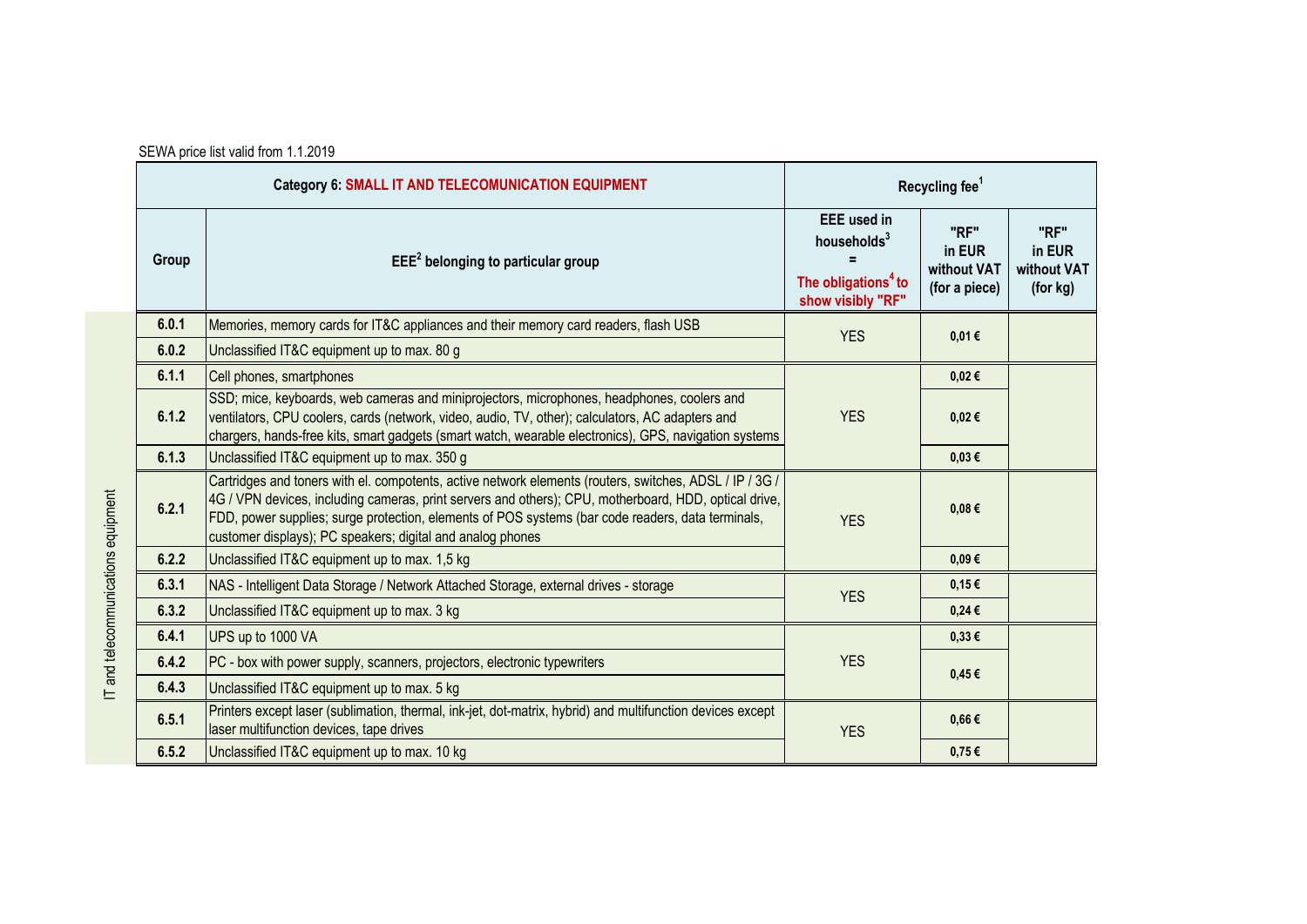SEWA price list valid from 1.1.2019

| Category 6: SMALL IT AND TELECOMUNICATION EQUIPMENT | | Recycling fee[1] | | |
|---|---|---|---|---|
| Group | EEE[2] belonging to particular group | EEE used in households[3] = The obligations[4] to show visibly "RF" | "RF" in EUR without VAT (for a piece) | "RF" in EUR without VAT (for kg) |
| 6.0.1 | Memories, memory cards for IT&C appliances and their memory card readers, flash USB | YES | 0,01 € | |
| 6.0.2 | Unclassified IT&C equipment up to max. 80 g | | | |
| 6.1.1 | Cell phones, smartphones | YES | 0,02 € | |
| 6.1.2 | SSD; mice, keyboards, web cameras and miniprojectors, microphones, headphones, coolers and ventilators, CPU coolers, cards (network, video, audio, TV, other); calculators, AC adapters and chargers, hands-free kits, smart gadgets (smart watch, wearable electronics), GPS, navigation systems | | 0,02 € | |
| 6.1.3 | Unclassified IT&C equipment up to max. 350 g | | 0,03 € | |
| 6.2.1 | Cartridges and toners with el. compotents, active network elements (routers, switches, ADSL / IP / 3G / 4G / VPN devices, including cameras, print servers and others); CPU, motherboard, HDD, optical drive, FDD, power supplies; surge protection, elements of POS systems (bar code readers, data terminals, customer displays); PC speakers; digital and analog phones | YES | 0,08 € | |
| 6.2.2 | Unclassified IT&C equipment up to max. 1,5 kg | | 0,09 € | |
| 6.3.1 | NAS - Intelligent Data Storage / Network Attached Storage, external drives - storage | YES | 0,15 € | |
| 6.3.2 | Unclassified IT&C equipment up to max. 3 kg | | 0,24 € | |
| 6.4.1 | UPS up to 1000 VA | YES | 0,33 € | |
| 6.4.2 | PC - box with power supply, scanners, projectors, electronic typewriters | | 0,45 € | |
| 6.4.3 | Unclassified IT&C equipment up to max. 5 kg | | | |
| 6.5.1 | Printers except laser (sublimation, thermal, ink-jet, dot-matrix, hybrid) and multifunction devices except laser multifunction devices, tape drives | YES | 0,66 € | |
| 6.5.2 | Unclassified IT&C equipment up to max. 10 kg | | 0,75 € | |

IT and telecommunications equipment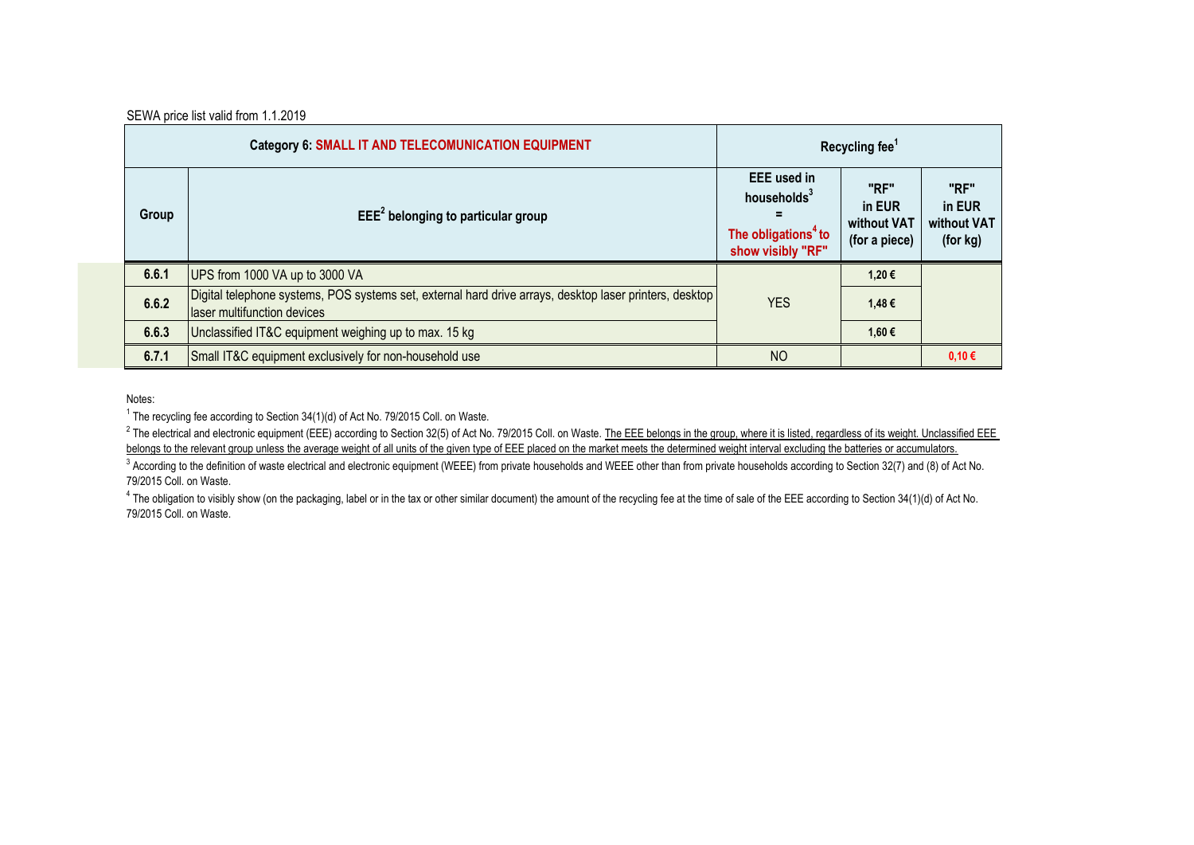SEWA price list valid from 1.1.2019

| Category 6: SMALL IT AND TELECOMUNICATION EQUIPMENT | | Recycling fee[1] | | |
|---|---|---|---|---|
| Group | EEE[2] belonging to particular group | EEE used in households[3] = The obligations[4] to show visibly "RF" | "RF" in EUR without VAT (for a piece) | "RF" in EUR without VAT (for kg) |
| 6.6.1 | UPS from 1000 VA up to 3000 VA | YES | 1,20 € | |
| 6.6.2 | Digital telephone systems, POS systems set, external hard drive arrays, desktop laser printers, desktop laser multifunction devices | YES | 1,48 € | |
| 6.6.3 | Unclassified IT&C equipment weighing up to max. 15 kg | YES | 1,60 € | |
| 6.7.1 | Small IT&C equipment exclusively for non-household use | NO | | 0,10 € |

Notes:

[1] The recycling fee according to Section 34(1)(d) of Act No. 79/2015 Coll. on Waste.

[2] The electrical and electronic equipment (EEE) according to Section 32(5) of Act No. 79/2015 Coll. on Waste. The EEE belongs in the group, where it is listed, regardless of its weight. Unclassified EEE belongs to the relevant group unless the average weight of all units of the given type of EEE placed on the market meets the determined weight interval excluding the batteries or accumulators.

[3] According to the definition of waste electrical and electronic equipment (WEEE) from private households and WEEE other than from private households according to Section 32(7) and (8) of Act No. 79/2015 Coll. on Waste.

[4] The obligation to visibly show (on the packaging, label or in the tax or other similar document) the amount of the recycling fee at the time of sale of the EEE according to Section 34(1)(d) of Act No. 79/2015 Coll. on Waste.